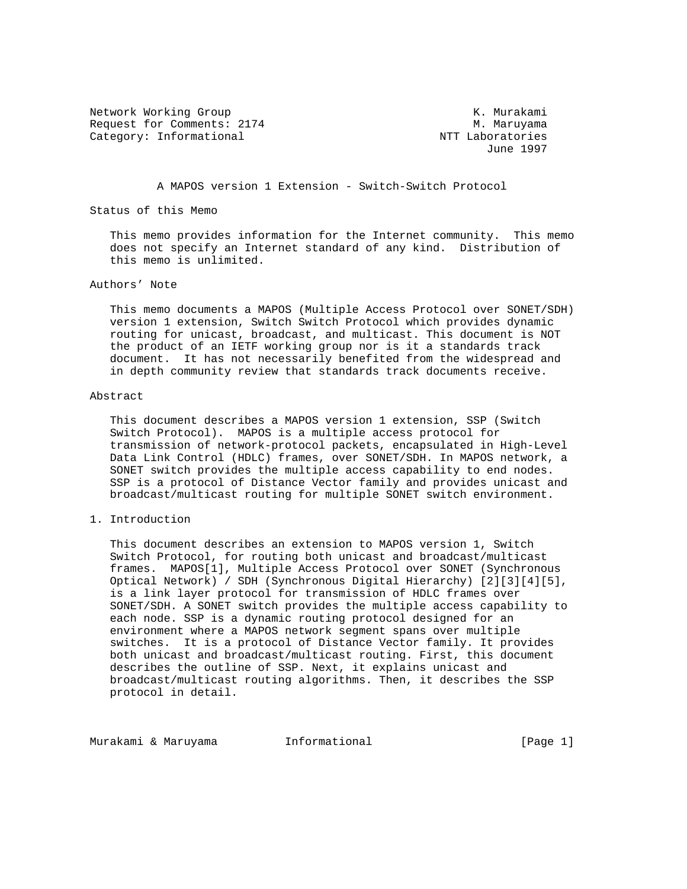Network Working Group K. Murakami
Request for Comments: 2174 M. Maruyama
Category: Informational NTT Laboratories
June 1997

# A MAPOS version 1 Extension - Switch-Switch Protocol

## Status of this Memo

This memo provides information for the Internet community. This memo does not specify an Internet standard of any kind. Distribution of this memo is unlimited.

## Authors' Note

This memo documents a MAPOS (Multiple Access Protocol over SONET/SDH) version 1 extension, Switch Switch Protocol which provides dynamic routing for unicast, broadcast, and multicast. This document is NOT the product of an IETF working group nor is it a standards track document. It has not necessarily benefited from the widespread and in depth community review that standards track documents receive.

## Abstract

This document describes a MAPOS version 1 extension, SSP (Switch Switch Protocol). MAPOS is a multiple access protocol for transmission of network-protocol packets, encapsulated in High-Level Data Link Control (HDLC) frames, over SONET/SDH. In MAPOS network, a SONET switch provides the multiple access capability to end nodes. SSP is a protocol of Distance Vector family and provides unicast and broadcast/multicast routing for multiple SONET switch environment.

## 1. Introduction

This document describes an extension to MAPOS version 1, Switch Switch Protocol, for routing both unicast and broadcast/multicast frames. MAPOS[1], Multiple Access Protocol over SONET (Synchronous Optical Network) / SDH (Synchronous Digital Hierarchy) [2][3][4][5], is a link layer protocol for transmission of HDLC frames over SONET/SDH. A SONET switch provides the multiple access capability to each node. SSP is a dynamic routing protocol designed for an environment where a MAPOS network segment spans over multiple switches. It is a protocol of Distance Vector family. It provides both unicast and broadcast/multicast routing. First, this document describes the outline of SSP. Next, it explains unicast and broadcast/multicast routing algorithms. Then, it describes the SSP protocol in detail.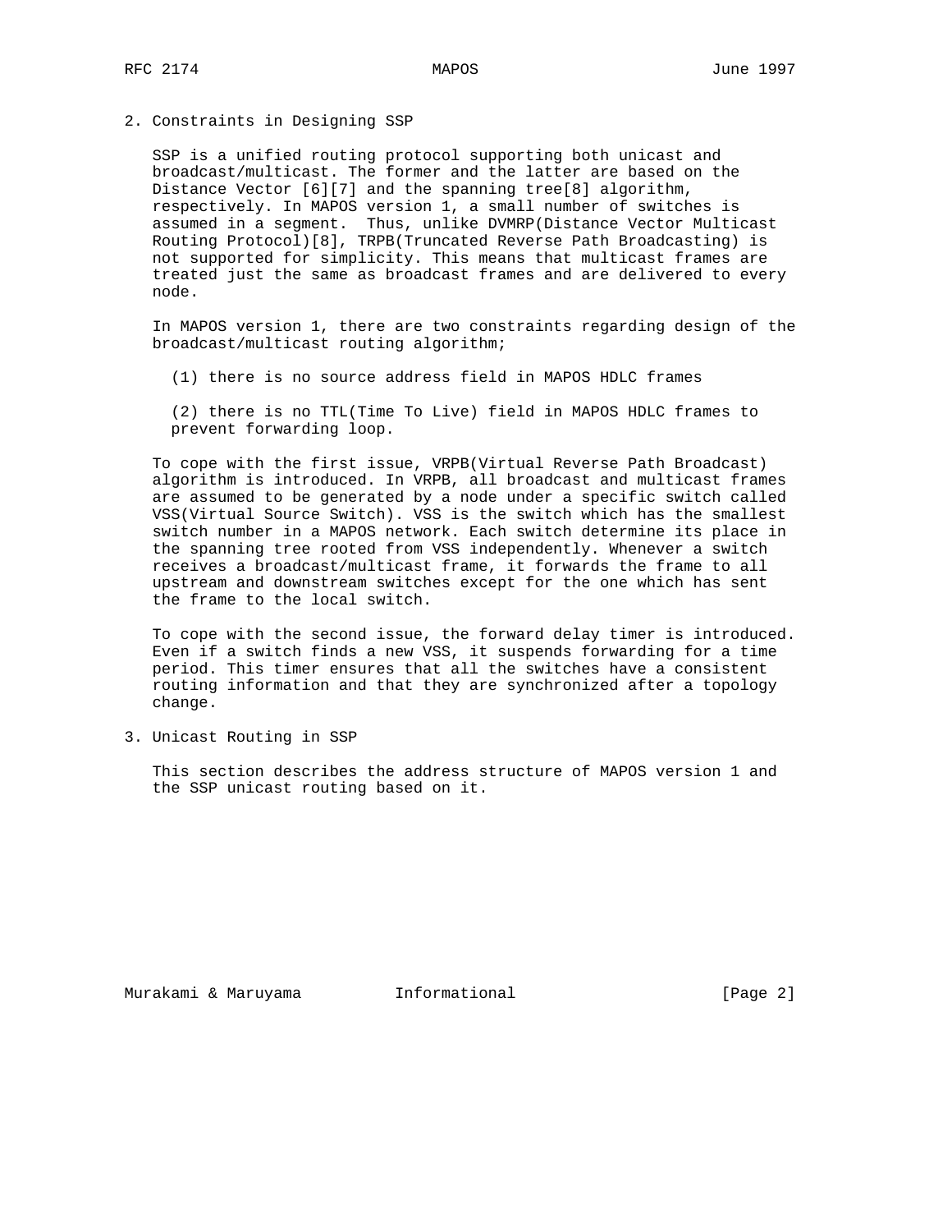## 2. Constraints in Designing SSP

SSP is a unified routing protocol supporting both unicast and broadcast/multicast. The former and the latter are based on the Distance Vector [6][7] and the spanning tree[8] algorithm, respectively. In MAPOS version 1, a small number of switches is assumed in a segment. Thus, unlike DVMRP(Distance Vector Multicast Routing Protocol)[8], TRPB(Truncated Reverse Path Broadcasting) is not supported for simplicity. This means that multicast frames are treated just the same as broadcast frames and are delivered to every node.

In MAPOS version 1, there are two constraints regarding design of the broadcast/multicast routing algorithm;

(1) there is no source address field in MAPOS HDLC frames

(2) there is no TTL(Time To Live) field in MAPOS HDLC frames to prevent forwarding loop.

To cope with the first issue, VRPB(Virtual Reverse Path Broadcast) algorithm is introduced. In VRPB, all broadcast and multicast frames are assumed to be generated by a node under a specific switch called VSS(Virtual Source Switch). VSS is the switch which has the smallest switch number in a MAPOS network. Each switch determine its place in the spanning tree rooted from VSS independently. Whenever a switch receives a broadcast/multicast frame, it forwards the frame to all upstream and downstream switches except for the one which has sent the frame to the local switch.

To cope with the second issue, the forward delay timer is introduced. Even if a switch finds a new VSS, it suspends forwarding for a time period. This timer ensures that all the switches have a consistent routing information and that they are synchronized after a topology change.

## 3. Unicast Routing in SSP

This section describes the address structure of MAPOS version 1 and the SSP unicast routing based on it.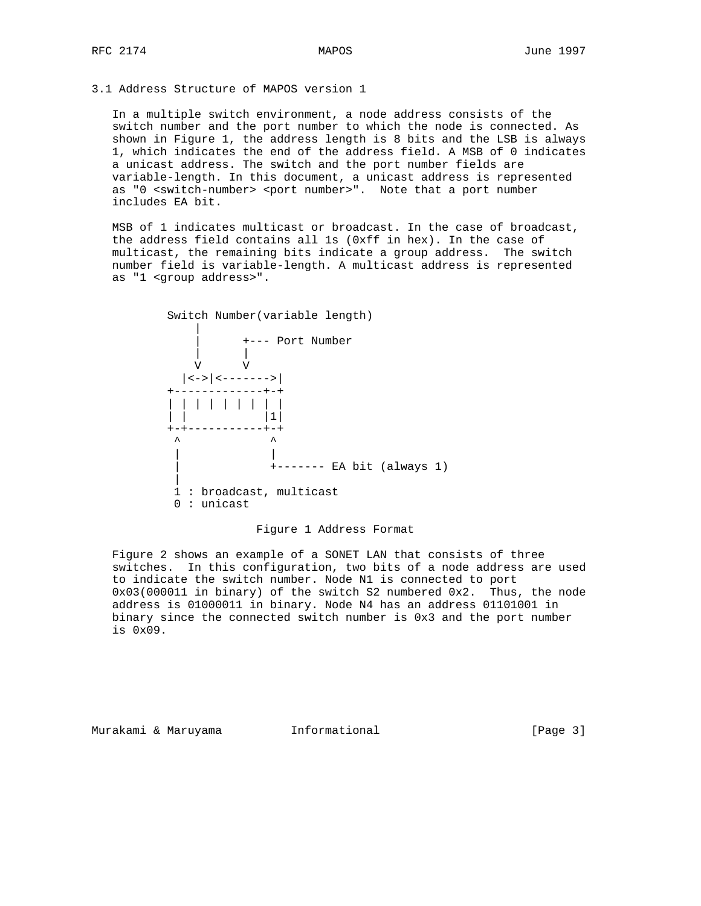### 3.1 Address Structure of MAPOS version 1

In a multiple switch environment, a node address consists of the switch number and the port number to which the node is connected. As shown in Figure 1, the address length is 8 bits and the LSB is always 1, which indicates the end of the address field. A MSB of 0 indicates a unicast address. The switch and the port number fields are variable-length. In this document, a unicast address is represented as "0 <switch-number> <port number>". Note that a port number includes EA bit.

MSB of 1 indicates multicast or broadcast. In the case of broadcast, the address field contains all 1s (0xff in hex). In the case of multicast, the remaining bits indicate a group address. The switch number field is variable-length. A multicast address is represented as "1 <group address>".

```
        Switch Number(variable length)
            |
            |      +--- Port Number
            |      |
            V      V
          |<->|<------->|
         +-------------+-+
         | | | | | | | | |
         | |           |1|
         +-+-----------+-+
          ^             ^
          |             |
          |             +------- EA bit (always 1)
          |
          1 : broadcast, multicast
          0 : unicast
```

Figure 1 Address Format

Figure 2 shows an example of a SONET LAN that consists of three switches. In this configuration, two bits of a node address are used to indicate the switch number. Node N1 is connected to port 0x03(000011 in binary) of the switch S2 numbered 0x2. Thus, the node address is 01000011 in binary. Node N4 has an address 01101001 in binary since the connected switch number is 0x3 and the port number is 0x09.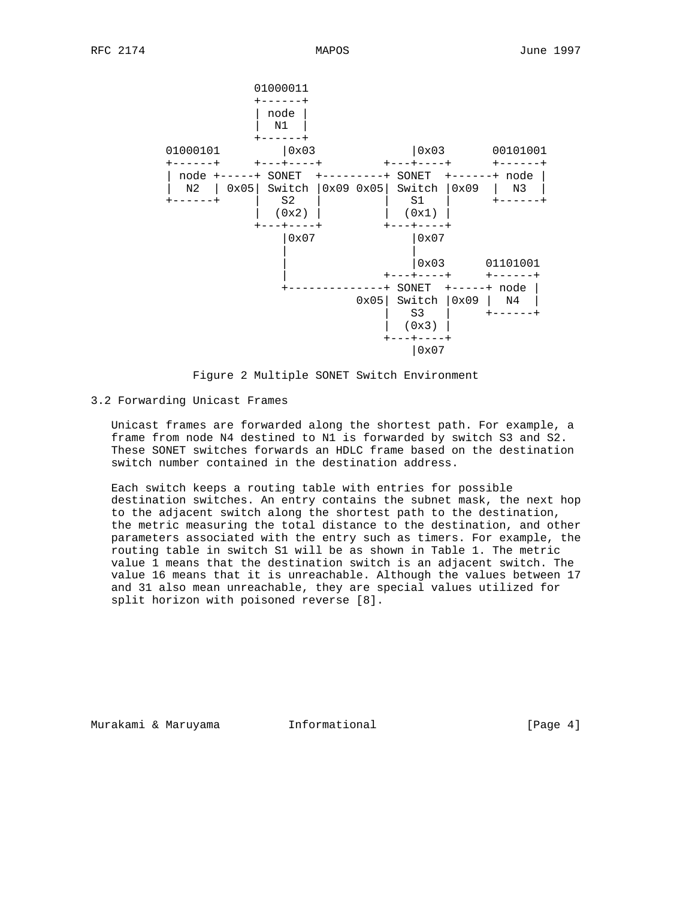```
                 01000011
                 +------+
                 | node |
                 |  N1  |
                 +------+
   01000101         |0x03              |0x03       00101001
   +------+     +---+----+         +---+----+      +------+
   | node +-----+ SONET  +---------+ SONET  +------+ node |
   |  N2  | 0x05| Switch |0x09 0x05| Switch |0x09  |  N3  |
   +------+     |   S2   |         |   S1   |      +------+
                |  (0x2) |         |  (0x1) |
                +---+----+         +---+----+
                    |0x07              |0x07
                    |                  |
                    |                  |0x03      01101001
                    |              +---+----+     +------+
                    +--------------+ SONET  +-----+ node |
                               0x05| Switch |0x09 |  N4  |
                                   |   S3   |     +------+
                                   |  (0x3) |
                                   +---+----+
                                       |0x07
```

Figure 2 Multiple SONET Switch Environment

## 3.2 Forwarding Unicast Frames

Unicast frames are forwarded along the shortest path. For example, a frame from node N4 destined to N1 is forwarded by switch S3 and S2. These SONET switches forwards an HDLC frame based on the destination switch number contained in the destination address.

Each switch keeps a routing table with entries for possible destination switches. An entry contains the subnet mask, the next hop to the adjacent switch along the shortest path to the destination, the metric measuring the total distance to the destination, and other parameters associated with the entry such as timers. For example, the routing table in switch S1 will be as shown in Table 1. The metric value 1 means that the destination switch is an adjacent switch. The value 16 means that it is unreachable. Although the values between 17 and 31 also mean unreachable, they are special values utilized for split horizon with poisoned reverse [8].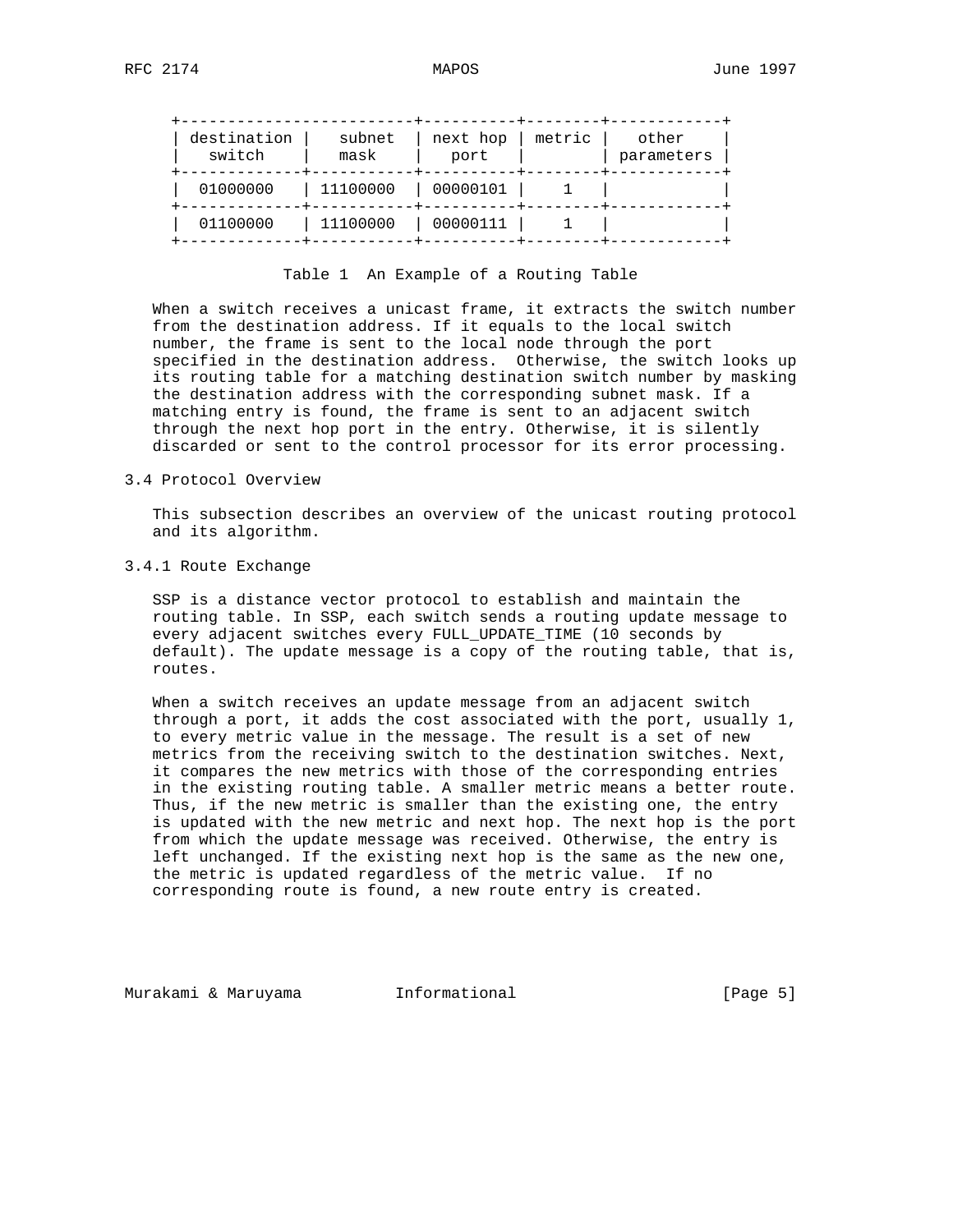| destination switch | subnet mask | next hop port | metric | other parameters |
|---|---|---|---|---|
| 01000000 | 11100000 | 00000101 | 1 | |
| 01100000 | 11100000 | 00000111 | 1 | |

Table 1  An Example of a Routing Table

When a switch receives a unicast frame, it extracts the switch number from the destination address. If it equals to the local switch number, the frame is sent to the local node through the port specified in the destination address.  Otherwise, the switch looks up its routing table for a matching destination switch number by masking the destination address with the corresponding subnet mask. If a matching entry is found, the frame is sent to an adjacent switch through the next hop port in the entry. Otherwise, it is silently discarded or sent to the control processor for its error processing.

### 3.4 Protocol Overview

This subsection describes an overview of the unicast routing protocol and its algorithm.

#### 3.4.1 Route Exchange

SSP is a distance vector protocol to establish and maintain the routing table. In SSP, each switch sends a routing update message to every adjacent switches every FULL_UPDATE_TIME (10 seconds by default). The update message is a copy of the routing table, that is, routes.

When a switch receives an update message from an adjacent switch through a port, it adds the cost associated with the port, usually 1, to every metric value in the message. The result is a set of new metrics from the receiving switch to the destination switches. Next, it compares the new metrics with those of the corresponding entries in the existing routing table. A smaller metric means a better route. Thus, if the new metric is smaller than the existing one, the entry is updated with the new metric and next hop. The next hop is the port from which the update message was received. Otherwise, the entry is left unchanged. If the existing next hop is the same as the new one, the metric is updated regardless of the metric value.  If no corresponding route is found, a new route entry is created.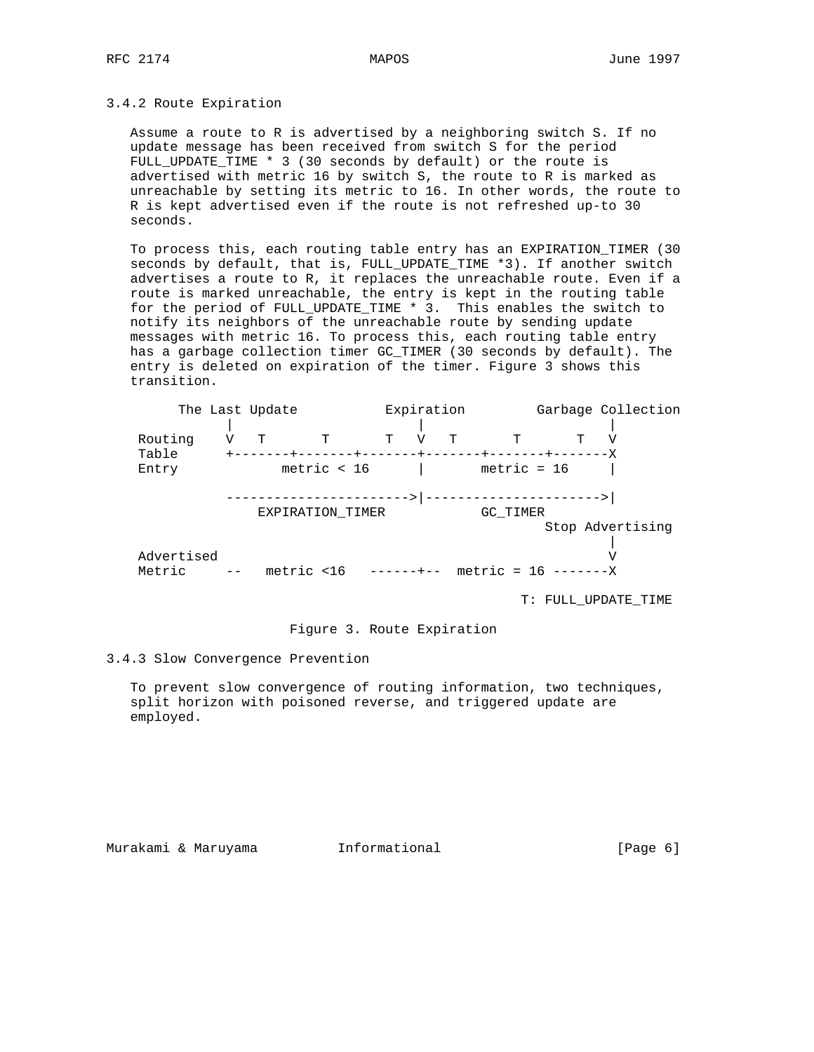### 3.4.2 Route Expiration

Assume a route to R is advertised by a neighboring switch S. If no update message has been received from switch S for the period FULL_UPDATE_TIME * 3 (30 seconds by default) or the route is advertised with metric 16 by switch S, the route to R is marked as unreachable by setting its metric to 16. In other words, the route to R is kept advertised even if the route is not refreshed up-to 30 seconds.

To process this, each routing table entry has an EXPIRATION_TIMER (30 seconds by default, that is, FULL_UPDATE_TIME *3). If another switch advertises a route to R, it replaces the unreachable route. Even if a route is marked unreachable, the entry is kept in the routing table for the period of FULL_UPDATE_TIME * 3. This enables the switch to notify its neighbors of the unreachable route by sending update messages with metric 16. To process this, each routing table entry has a garbage collection timer GC_TIMER (30 seconds by default). The entry is deleted on expiration of the timer. Figure 3 shows this transition.

```
      The Last Update          Expiration         Garbage Collection
           |                       |                        |
 Routing   V   T       T       T   V   T       T       T   V
 Table     +-------+-------+-------+-------+-------+-------X
 Entry            metric < 16      |       metric = 16     |

           ----------------------->|---------------------->|
               EXPIRATION_TIMER            GC_TIMER
                                                   Stop Advertising
                                                            |
 Advertised                                                 V
 Metric     --   metric <16   ------+--  metric = 16 -------X

                                                  T: FULL_UPDATE_TIME
```

Figure 3. Route Expiration

### 3.4.3 Slow Convergence Prevention

To prevent slow convergence of routing information, two techniques, split horizon with poisoned reverse, and triggered update are employed.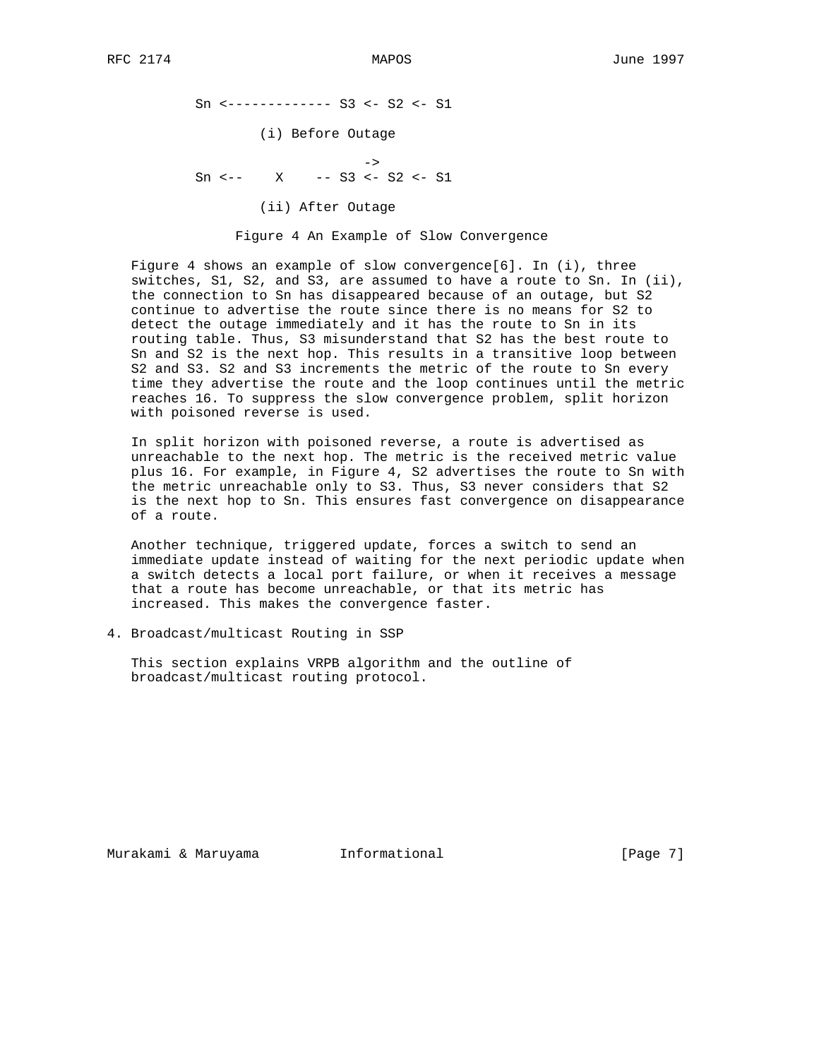```
Sn <------------- S3 <- S2 <- S1

        (i) Before Outage

                           ->
Sn <--    X    -- S3 <- S2 <- S1

        (ii) After Outage
```

Figure 4 An Example of Slow Convergence

Figure 4 shows an example of slow convergence[6]. In (i), three switches, S1, S2, and S3, are assumed to have a route to Sn. In (ii), the connection to Sn has disappeared because of an outage, but S2 continue to advertise the route since there is no means for S2 to detect the outage immediately and it has the route to Sn in its routing table. Thus, S3 misunderstand that S2 has the best route to Sn and S2 is the next hop. This results in a transitive loop between S2 and S3. S2 and S3 increments the metric of the route to Sn every time they advertise the route and the loop continues until the metric reaches 16. To suppress the slow convergence problem, split horizon with poisoned reverse is used.

In split horizon with poisoned reverse, a route is advertised as unreachable to the next hop. The metric is the received metric value plus 16. For example, in Figure 4, S2 advertises the route to Sn with the metric unreachable only to S3. Thus, S3 never considers that S2 is the next hop to Sn. This ensures fast convergence on disappearance of a route.

Another technique, triggered update, forces a switch to send an immediate update instead of waiting for the next periodic update when a switch detects a local port failure, or when it receives a message that a route has become unreachable, or that its metric has increased. This makes the convergence faster.

## 4. Broadcast/multicast Routing in SSP

This section explains VRPB algorithm and the outline of broadcast/multicast routing protocol.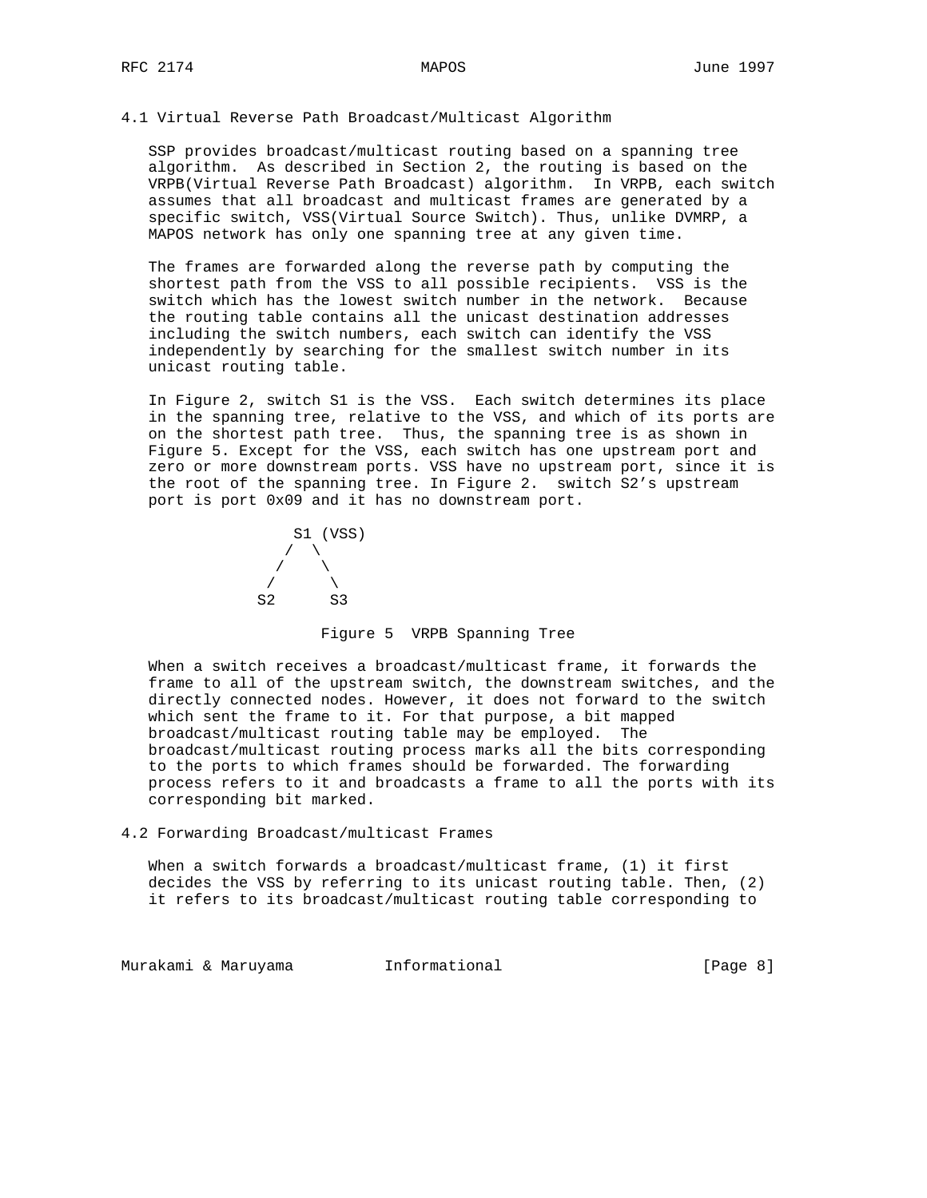### 4.1 Virtual Reverse Path Broadcast/Multicast Algorithm

SSP provides broadcast/multicast routing based on a spanning tree algorithm. As described in Section 2, the routing is based on the VRPB(Virtual Reverse Path Broadcast) algorithm. In VRPB, each switch assumes that all broadcast and multicast frames are generated by a specific switch, VSS(Virtual Source Switch). Thus, unlike DVMRP, a MAPOS network has only one spanning tree at any given time.

The frames are forwarded along the reverse path by computing the shortest path from the VSS to all possible recipients. VSS is the switch which has the lowest switch number in the network. Because the routing table contains all the unicast destination addresses including the switch numbers, each switch can identify the VSS independently by searching for the smallest switch number in its unicast routing table.

In Figure 2, switch S1 is the VSS. Each switch determines its place in the spanning tree, relative to the VSS, and which of its ports are on the shortest path tree. Thus, the spanning tree is as shown in Figure 5. Except for the VSS, each switch has one upstream port and zero or more downstream ports. VSS have no upstream port, since it is the root of the spanning tree. In Figure 2. switch S2's upstream port is port 0x09 and it has no downstream port.

```
        S1 (VSS)
       /  \
      /    \
     /      \
   S2        S3
```

Figure 5 VRPB Spanning Tree

When a switch receives a broadcast/multicast frame, it forwards the frame to all of the upstream switch, the downstream switches, and the directly connected nodes. However, it does not forward to the switch which sent the frame to it. For that purpose, a bit mapped broadcast/multicast routing table may be employed. The broadcast/multicast routing process marks all the bits corresponding to the ports to which frames should be forwarded. The forwarding process refers to it and broadcasts a frame to all the ports with its corresponding bit marked.

### 4.2 Forwarding Broadcast/multicast Frames

When a switch forwards a broadcast/multicast frame, (1) it first decides the VSS by referring to its unicast routing table. Then, (2) it refers to its broadcast/multicast routing table corresponding to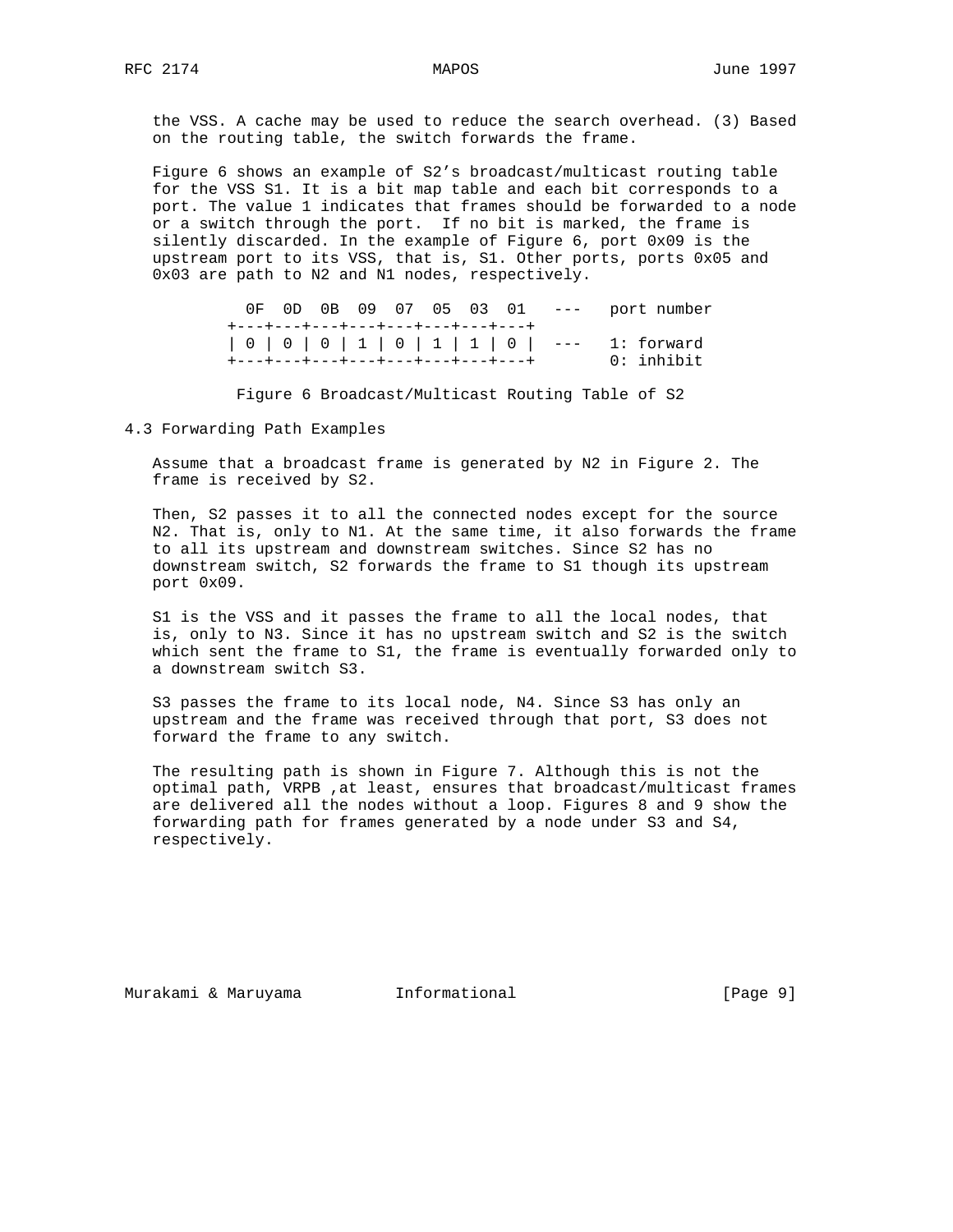the VSS. A cache may be used to reduce the search overhead. (3) Based on the routing table, the switch forwards the frame.

Figure 6 shows an example of S2's broadcast/multicast routing table for the VSS S1. It is a bit map table and each bit corresponds to a port. The value 1 indicates that frames should be forwarded to a node or a switch through the port. If no bit is marked, the frame is silently discarded. In the example of Figure 6, port 0x09 is the upstream port to its VSS, that is, S1. Other ports, ports 0x05 and 0x03 are path to N2 and N1 nodes, respectively.

```
  0F  0D  0B  09  07  05  03  01   ---   port number
+---+---+---+---+---+---+---+---+
| 0 | 0 | 0 | 1 | 0 | 1 | 1 | 0 |  ---   1: forward
+---+---+---+---+---+---+---+---+        0: inhibit
```

Figure 6 Broadcast/Multicast Routing Table of S2

## 4.3 Forwarding Path Examples

Assume that a broadcast frame is generated by N2 in Figure 2. The frame is received by S2.

Then, S2 passes it to all the connected nodes except for the source N2. That is, only to N1. At the same time, it also forwards the frame to all its upstream and downstream switches. Since S2 has no downstream switch, S2 forwards the frame to S1 though its upstream port 0x09.

S1 is the VSS and it passes the frame to all the local nodes, that is, only to N3. Since it has no upstream switch and S2 is the switch which sent the frame to S1, the frame is eventually forwarded only to a downstream switch S3.

S3 passes the frame to its local node, N4. Since S3 has only an upstream and the frame was received through that port, S3 does not forward the frame to any switch.

The resulting path is shown in Figure 7. Although this is not the optimal path, VRPB ,at least, ensures that broadcast/multicast frames are delivered all the nodes without a loop. Figures 8 and 9 show the forwarding path for frames generated by a node under S3 and S4, respectively.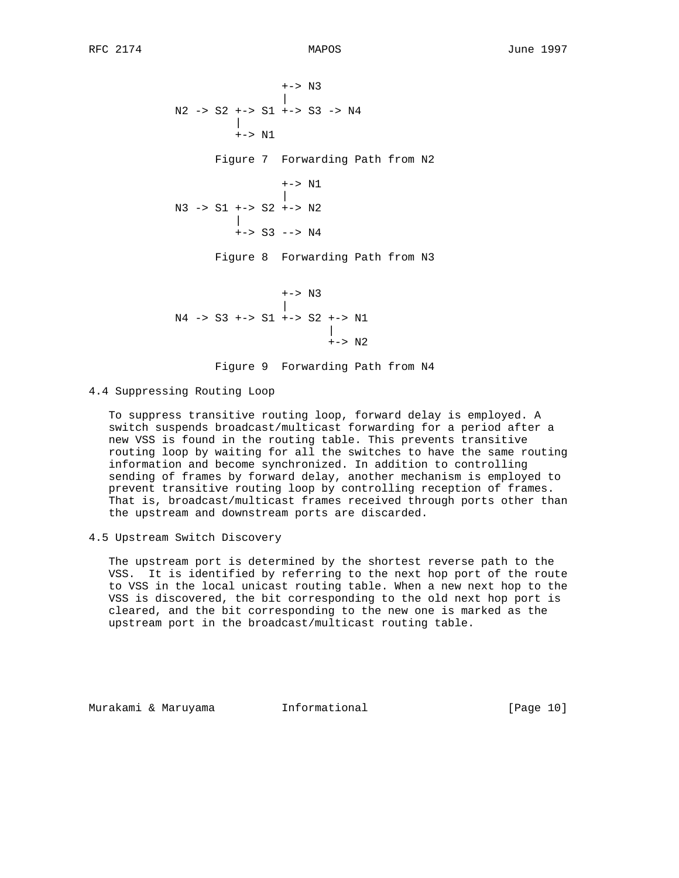```
                       +-> N3
                       |
            N2 -> S2 +-> S1 +-> S3 -> N4
                     |
                     +-> N1
```

Figure 7 Forwarding Path from N2

```
                       +-> N1
                       |
            N3 -> S1 +-> S2 +-> N2
                     |
                     +-> S3 --> N4
```

Figure 8 Forwarding Path from N3

```
                       +-> N3
                       |
            N4 -> S3 +-> S1 +-> S2 +-> N1
                                   |
                                   +-> N2
```

Figure 9 Forwarding Path from N4

### 4.4 Suppressing Routing Loop

To suppress transitive routing loop, forward delay is employed. A switch suspends broadcast/multicast forwarding for a period after a new VSS is found in the routing table. This prevents transitive routing loop by waiting for all the switches to have the same routing information and become synchronized. In addition to controlling sending of frames by forward delay, another mechanism is employed to prevent transitive routing loop by controlling reception of frames. That is, broadcast/multicast frames received through ports other than the upstream and downstream ports are discarded.

### 4.5 Upstream Switch Discovery

The upstream port is determined by the shortest reverse path to the VSS. It is identified by referring to the next hop port of the route to VSS in the local unicast routing table. When a new next hop to the VSS is discovered, the bit corresponding to the old next hop port is cleared, and the bit corresponding to the new one is marked as the upstream port in the broadcast/multicast routing table.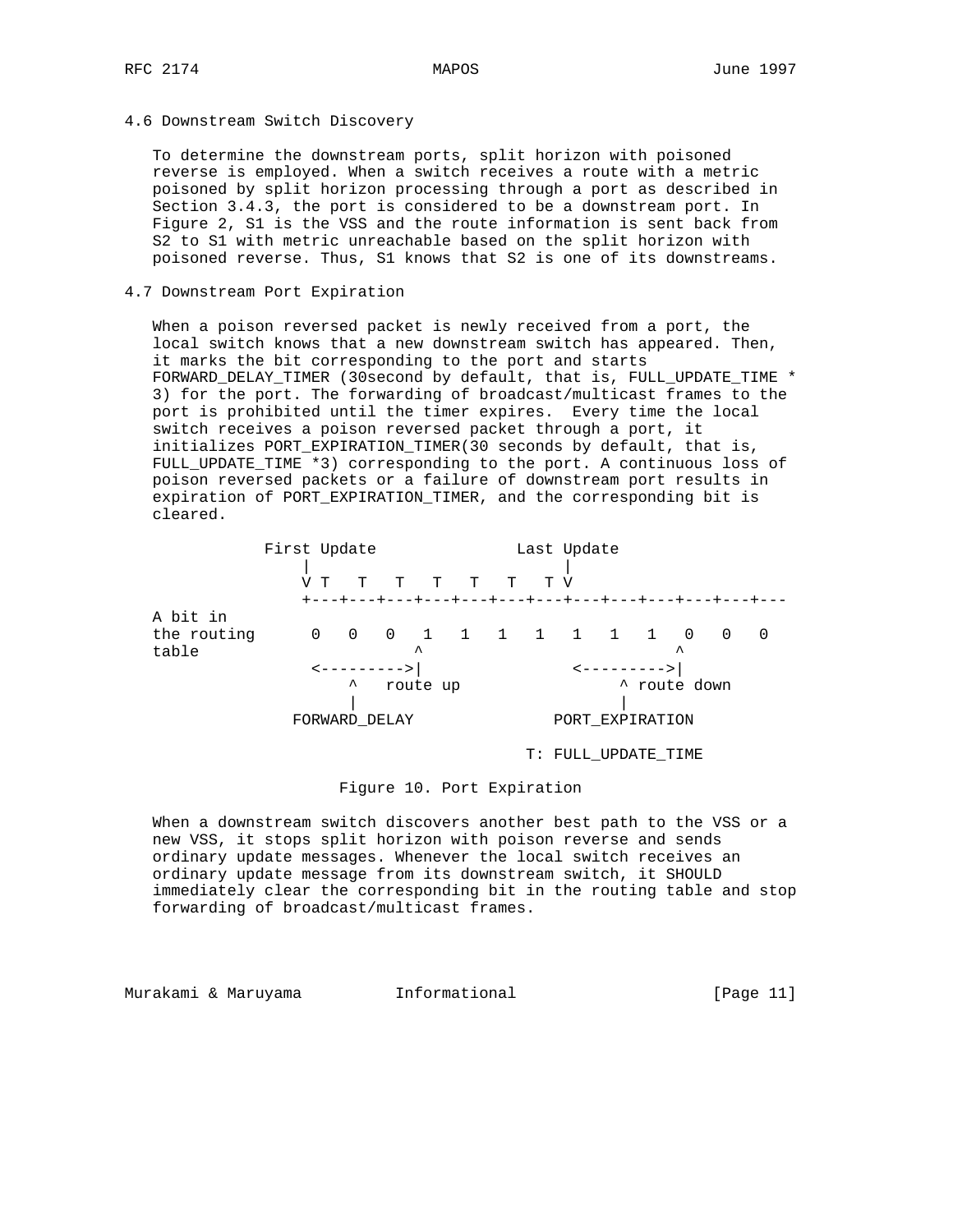### 4.6 Downstream Switch Discovery

To determine the downstream ports, split horizon with poisoned reverse is employed. When a switch receives a route with a metric poisoned by split horizon processing through a port as described in Section 3.4.3, the port is considered to be a downstream port. In Figure 2, S1 is the VSS and the route information is sent back from S2 to S1 with metric unreachable based on the split horizon with poisoned reverse. Thus, S1 knows that S2 is one of its downstreams.

### 4.7 Downstream Port Expiration

When a poison reversed packet is newly received from a port, the local switch knows that a new downstream switch has appeared. Then, it marks the bit corresponding to the port and starts FORWARD_DELAY_TIMER (30second by default, that is, FULL_UPDATE_TIME * 3) for the port. The forwarding of broadcast/multicast frames to the port is prohibited until the timer expires. Every time the local switch receives a poison reversed packet through a port, it initializes PORT_EXPIRATION_TIMER(30 seconds by default, that is, FULL_UPDATE_TIME *3) corresponding to the port. A continuous loss of poison reversed packets or a failure of downstream port results in expiration of PORT_EXPIRATION_TIMER, and the corresponding bit is cleared.

```
          First Update              Last Update
              |                          |
              V T   T   T   T   T   T   T V
              +---+---+---+---+---+---+---+---+---+---+---+---+---
A bit in
the routing     0   0   0   1   1   1   1   1   1   1   0   0   0
table                     ^                             ^
               <--------->|                  <--------->|
                   ^   route up                  ^ route down
                   |                             |
             FORWARD_DELAY               PORT_EXPIRATION

                                        T: FULL_UPDATE_TIME
```

Figure 10. Port Expiration

When a downstream switch discovers another best path to the VSS or a new VSS, it stops split horizon with poison reverse and sends ordinary update messages. Whenever the local switch receives an ordinary update message from its downstream switch, it SHOULD immediately clear the corresponding bit in the routing table and stop forwarding of broadcast/multicast frames.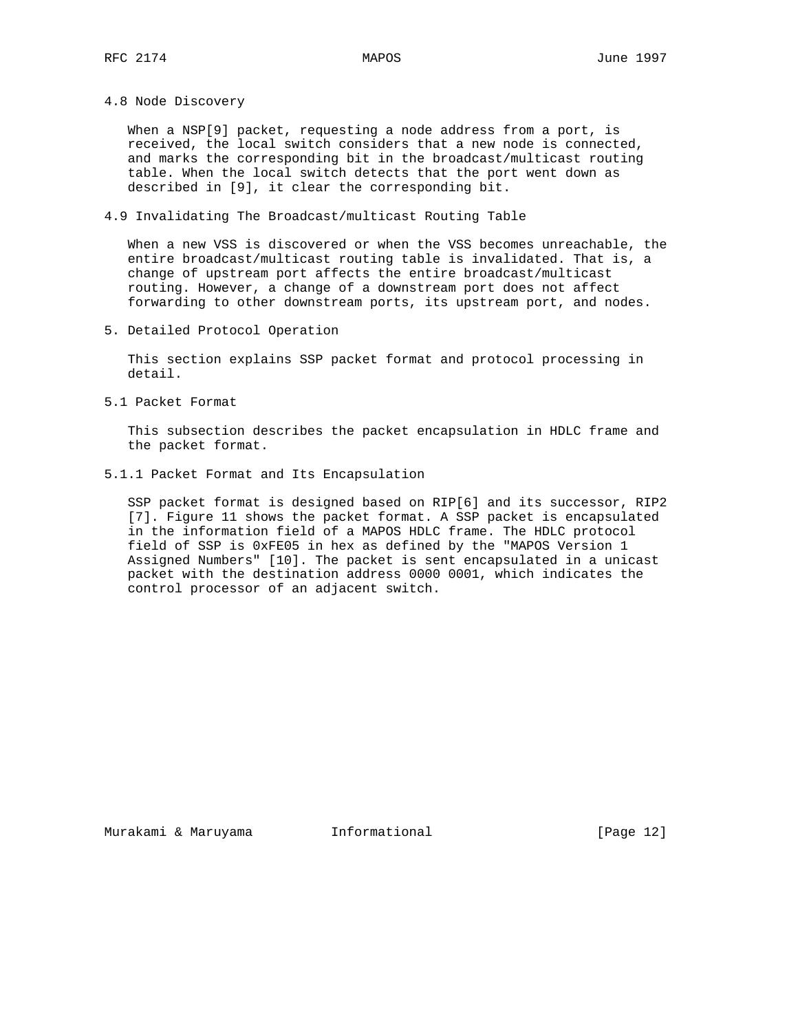### 4.8 Node Discovery

When a NSP[9] packet, requesting a node address from a port, is received, the local switch considers that a new node is connected, and marks the corresponding bit in the broadcast/multicast routing table. When the local switch detects that the port went down as described in [9], it clear the corresponding bit.

### 4.9 Invalidating The Broadcast/multicast Routing Table

When a new VSS is discovered or when the VSS becomes unreachable, the entire broadcast/multicast routing table is invalidated. That is, a change of upstream port affects the entire broadcast/multicast routing. However, a change of a downstream port does not affect forwarding to other downstream ports, its upstream port, and nodes.

## 5. Detailed Protocol Operation

This section explains SSP packet format and protocol processing in detail.

### 5.1 Packet Format

This subsection describes the packet encapsulation in HDLC frame and the packet format.

#### 5.1.1 Packet Format and Its Encapsulation

SSP packet format is designed based on RIP[6] and its successor, RIP2 [7]. Figure 11 shows the packet format. A SSP packet is encapsulated in the information field of a MAPOS HDLC frame. The HDLC protocol field of SSP is 0xFE05 in hex as defined by the "MAPOS Version 1 Assigned Numbers" [10]. The packet is sent encapsulated in a unicast packet with the destination address 0000 0001, which indicates the control processor of an adjacent switch.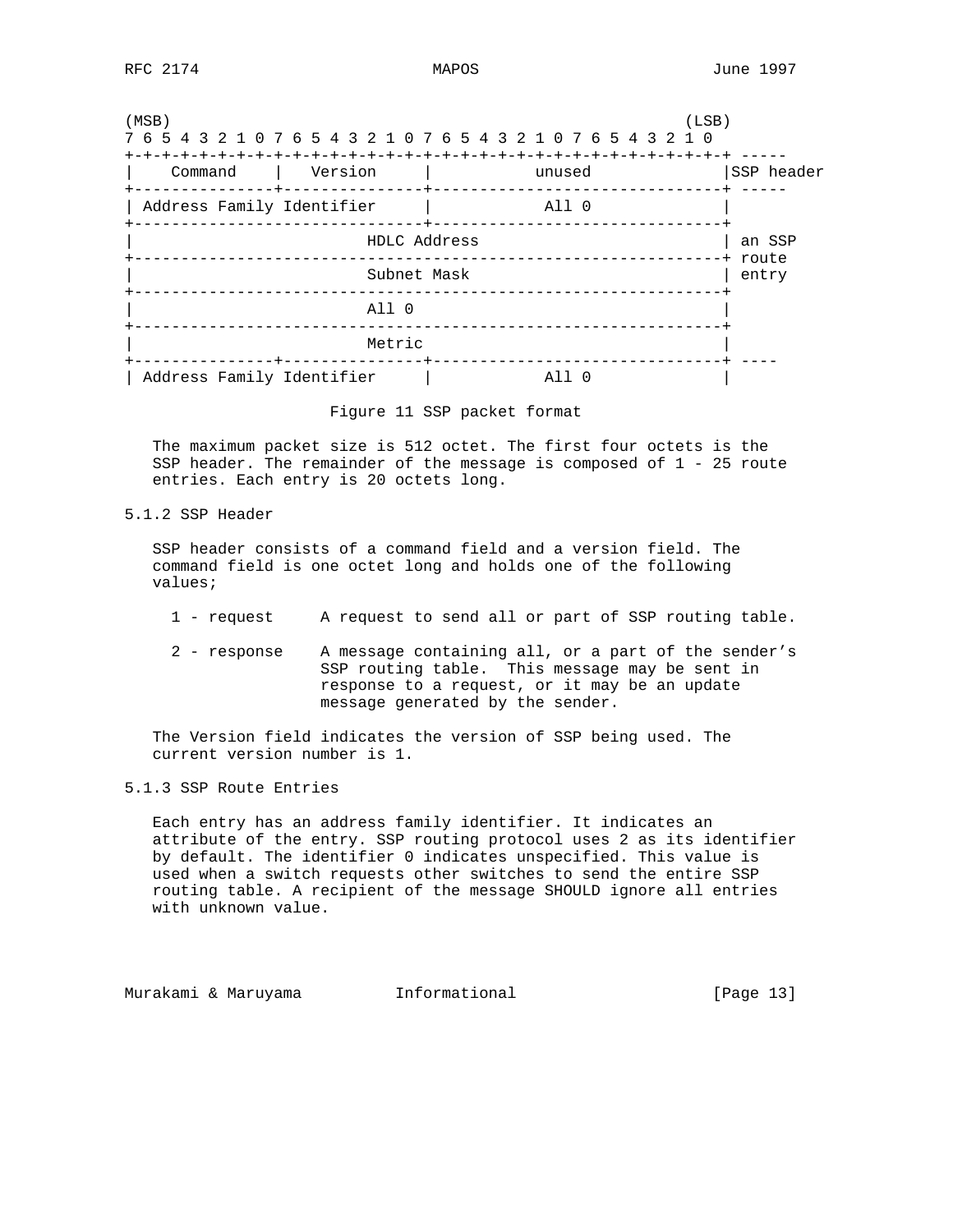```
(MSB)                                                     (LSB)
7 6 5 4 3 2 1 0 7 6 5 4 3 2 1 0 7 6 5 4 3 2 1 0 7 6 5 4 3 2 1 0
+-+-+-+-+-+-+-+-+-+-+-+-+-+-+-+-+-+-+-+-+-+-+-+-+-+-+-+-+-+-+-+-+ -----
|    Command    |   Version     |           unused              |SSP header
+---------------+---------------+-------------------------------+ -----
| Address Family Identifier     |           All 0               |
+-------------------------------+-------------------------------+
|                       HDLC Address                            | an SSP
+---------------------------------------------------------------+ route
|                       Subnet Mask                             | entry
+---------------------------------------------------------------+
|                       All 0                                   |
+---------------------------------------------------------------+
|                       Metric                                  |
+---------------+---------------+-------------------------------+ ----
| Address Family Identifier     |           All 0               |
```

Figure 11 SSP packet format

The maximum packet size is 512 octet. The first four octets is the SSP header. The remainder of the message is composed of 1 - 25 route entries. Each entry is 20 octets long.

### 5.1.2 SSP Header

SSP header consists of a command field and a version field. The command field is one octet long and holds one of the following values;

- 1 - request     A request to send all or part of SSP routing table.
- 2 - response    A message containing all, or a part of the sender's SSP routing table. This message may be sent in response to a request, or it may be an update message generated by the sender.

The Version field indicates the version of SSP being used. The current version number is 1.

### 5.1.3 SSP Route Entries

Each entry has an address family identifier. It indicates an attribute of the entry. SSP routing protocol uses 2 as its identifier by default. The identifier 0 indicates unspecified. This value is used when a switch requests other switches to send the entire SSP routing table. A recipient of the message SHOULD ignore all entries with unknown value.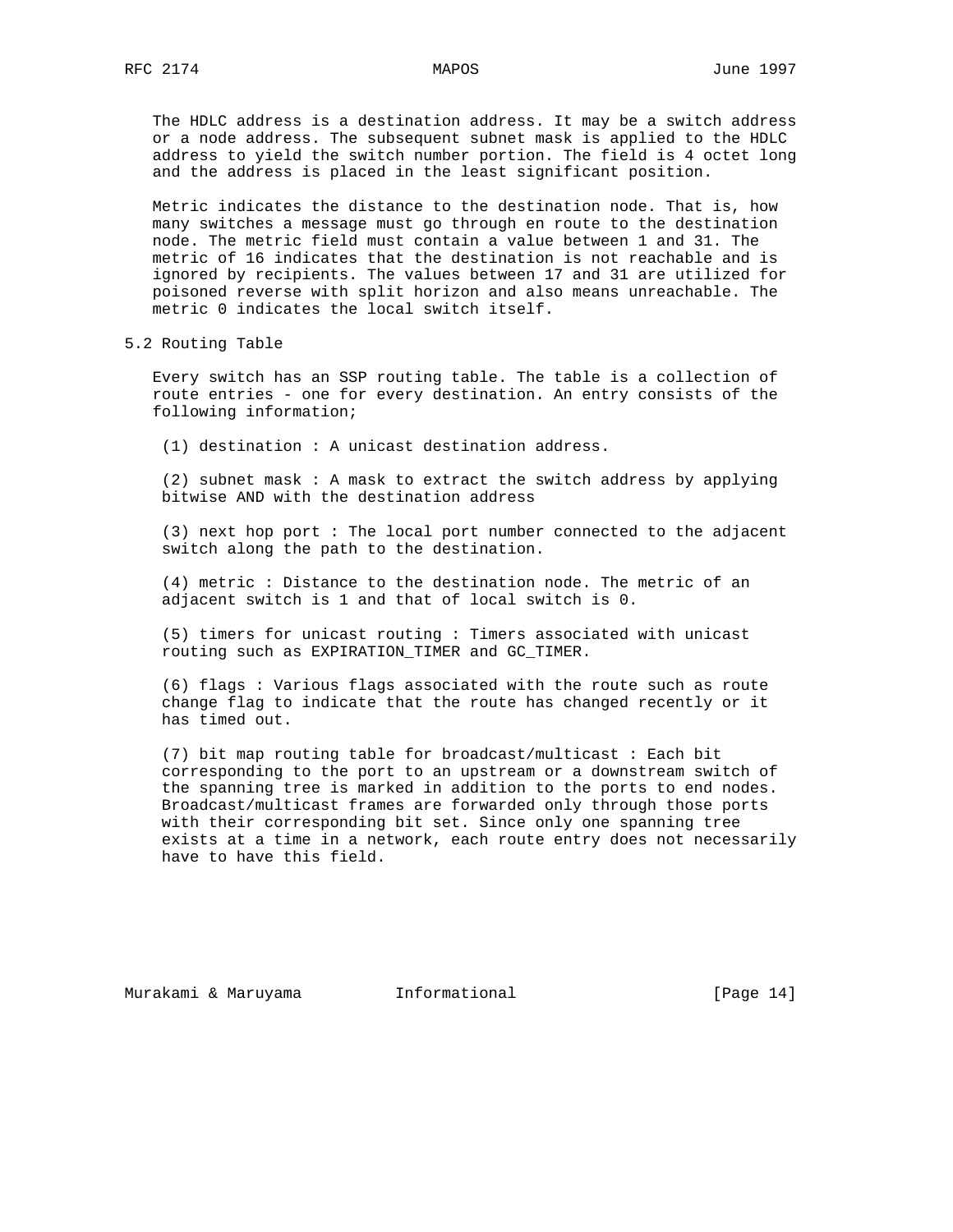The HDLC address is a destination address. It may be a switch address or a node address. The subsequent subnet mask is applied to the HDLC address to yield the switch number portion. The field is 4 octet long and the address is placed in the least significant position.

Metric indicates the distance to the destination node. That is, how many switches a message must go through en route to the destination node. The metric field must contain a value between 1 and 31. The metric of 16 indicates that the destination is not reachable and is ignored by recipients. The values between 17 and 31 are utilized for poisoned reverse with split horizon and also means unreachable. The metric 0 indicates the local switch itself.

## 5.2 Routing Table

Every switch has an SSP routing table. The table is a collection of route entries - one for every destination. An entry consists of the following information;

(1) destination : A unicast destination address.

(2) subnet mask : A mask to extract the switch address by applying bitwise AND with the destination address

(3) next hop port : The local port number connected to the adjacent switch along the path to the destination.

(4) metric : Distance to the destination node. The metric of an adjacent switch is 1 and that of local switch is 0.

(5) timers for unicast routing : Timers associated with unicast routing such as EXPIRATION_TIMER and GC_TIMER.

(6) flags : Various flags associated with the route such as route change flag to indicate that the route has changed recently or it has timed out.

(7) bit map routing table for broadcast/multicast : Each bit corresponding to the port to an upstream or a downstream switch of the spanning tree is marked in addition to the ports to end nodes. Broadcast/multicast frames are forwarded only through those ports with their corresponding bit set. Since only one spanning tree exists at a time in a network, each route entry does not necessarily have to have this field.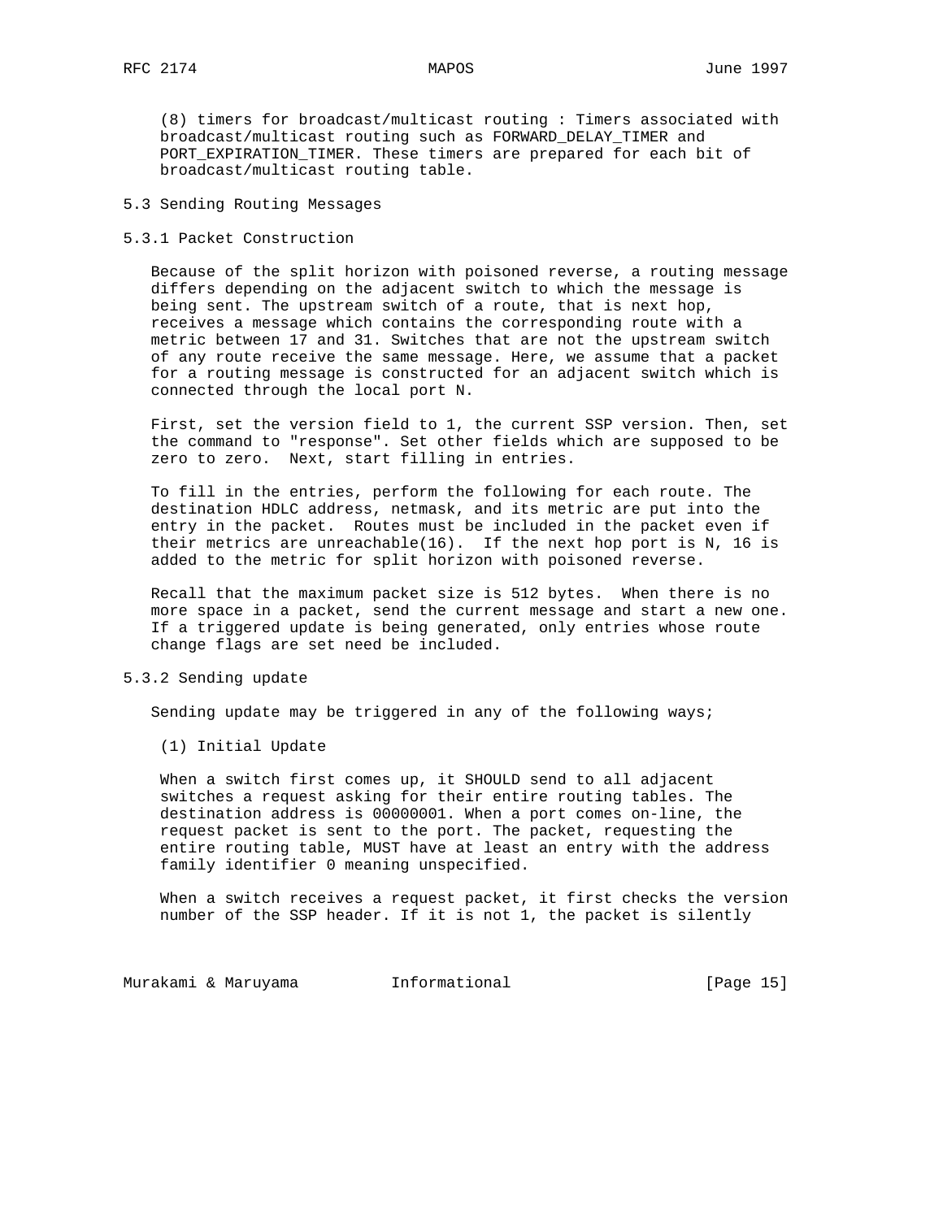(8) timers for broadcast/multicast routing : Timers associated with broadcast/multicast routing such as FORWARD_DELAY_TIMER and PORT_EXPIRATION_TIMER. These timers are prepared for each bit of broadcast/multicast routing table.

### 5.3 Sending Routing Messages

#### 5.3.1 Packet Construction

Because of the split horizon with poisoned reverse, a routing message differs depending on the adjacent switch to which the message is being sent. The upstream switch of a route, that is next hop, receives a message which contains the corresponding route with a metric between 17 and 31. Switches that are not the upstream switch of any route receive the same message. Here, we assume that a packet for a routing message is constructed for an adjacent switch which is connected through the local port N.

First, set the version field to 1, the current SSP version. Then, set the command to "response". Set other fields which are supposed to be zero to zero. Next, start filling in entries.

To fill in the entries, perform the following for each route. The destination HDLC address, netmask, and its metric are put into the entry in the packet. Routes must be included in the packet even if their metrics are unreachable(16). If the next hop port is N, 16 is added to the metric for split horizon with poisoned reverse.

Recall that the maximum packet size is 512 bytes. When there is no more space in a packet, send the current message and start a new one. If a triggered update is being generated, only entries whose route change flags are set need be included.

#### 5.3.2 Sending update

Sending update may be triggered in any of the following ways;

(1) Initial Update

When a switch first comes up, it SHOULD send to all adjacent switches a request asking for their entire routing tables. The destination address is 00000001. When a port comes on-line, the request packet is sent to the port. The packet, requesting the entire routing table, MUST have at least an entry with the address family identifier 0 meaning unspecified.

When a switch receives a request packet, it first checks the version number of the SSP header. If it is not 1, the packet is silently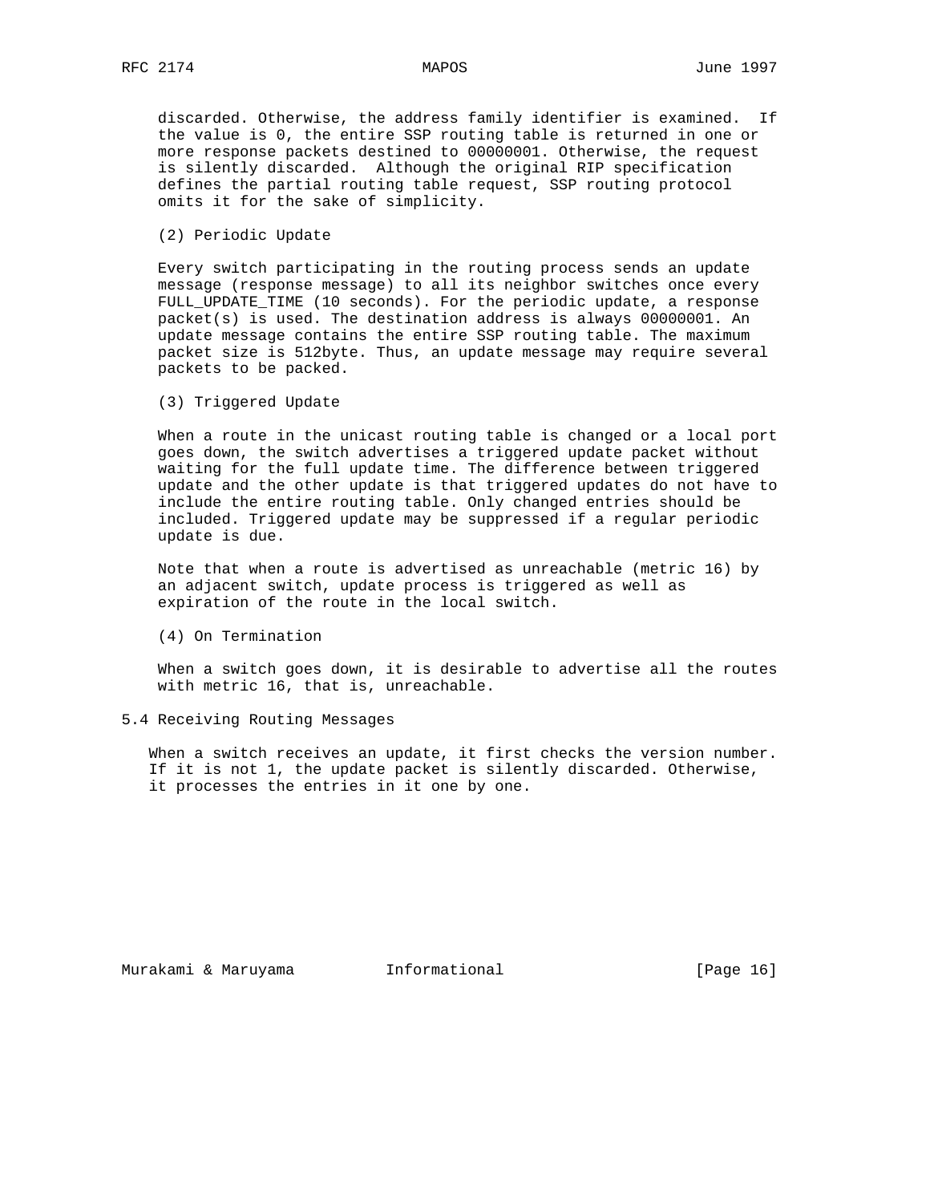discarded. Otherwise, the address family identifier is examined. If the value is 0, the entire SSP routing table is returned in one or more response packets destined to 00000001. Otherwise, the request is silently discarded. Although the original RIP specification defines the partial routing table request, SSP routing protocol omits it for the sake of simplicity.

(2) Periodic Update

Every switch participating in the routing process sends an update message (response message) to all its neighbor switches once every FULL_UPDATE_TIME (10 seconds). For the periodic update, a response packet(s) is used. The destination address is always 00000001. An update message contains the entire SSP routing table. The maximum packet size is 512byte. Thus, an update message may require several packets to be packed.

(3) Triggered Update

When a route in the unicast routing table is changed or a local port goes down, the switch advertises a triggered update packet without waiting for the full update time. The difference between triggered update and the other update is that triggered updates do not have to include the entire routing table. Only changed entries should be included. Triggered update may be suppressed if a regular periodic update is due.

Note that when a route is advertised as unreachable (metric 16) by an adjacent switch, update process is triggered as well as expiration of the route in the local switch.

(4) On Termination

When a switch goes down, it is desirable to advertise all the routes with metric 16, that is, unreachable.

## 5.4 Receiving Routing Messages

When a switch receives an update, it first checks the version number. If it is not 1, the update packet is silently discarded. Otherwise, it processes the entries in it one by one.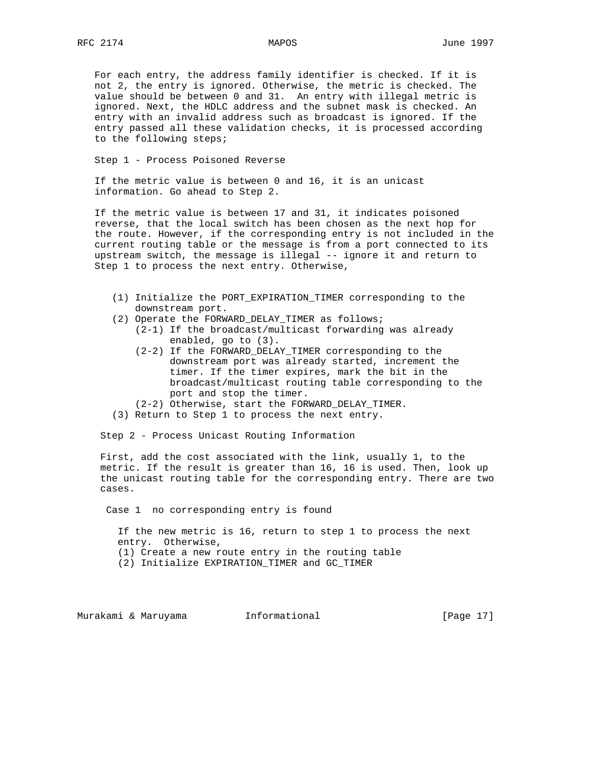For each entry, the address family identifier is checked. If it is not 2, the entry is ignored. Otherwise, the metric is checked. The value should be between 0 and 31. An entry with illegal metric is ignored. Next, the HDLC address and the subnet mask is checked. An entry with an invalid address such as broadcast is ignored. If the entry passed all these validation checks, it is processed according to the following steps;

Step 1 - Process Poisoned Reverse

If the metric value is between 0 and 16, it is an unicast information. Go ahead to Step 2.

If the metric value is between 17 and 31, it indicates poisoned reverse, that the local switch has been chosen as the next hop for the route. However, if the corresponding entry is not included in the current routing table or the message is from a port connected to its upstream switch, the message is illegal -- ignore it and return to Step 1 to process the next entry. Otherwise,

```
   (1) Initialize the PORT_EXPIRATION_TIMER corresponding to the
       downstream port.
   (2) Operate the FORWARD_DELAY_TIMER as follows;
       (2-1) If the broadcast/multicast forwarding was already
             enabled, go to (3).
       (2-2) If the FORWARD_DELAY_TIMER corresponding to the
             downstream port was already started, increment the
             timer. If the timer expires, mark the bit in the
             broadcast/multicast routing table corresponding to the
             port and stop the timer.
       (2-2) Otherwise, start the FORWARD_DELAY_TIMER.
   (3) Return to Step 1 to process the next entry.
```

Step 2 - Process Unicast Routing Information

First, add the cost associated with the link, usually 1, to the metric. If the result is greater than 16, 16 is used. Then, look up the unicast routing table for the corresponding entry. There are two cases.

Case 1 no corresponding entry is found

If the new metric is 16, return to step 1 to process the next entry. Otherwise,
(1) Create a new route entry in the routing table
(2) Initialize EXPIRATION_TIMER and GC_TIMER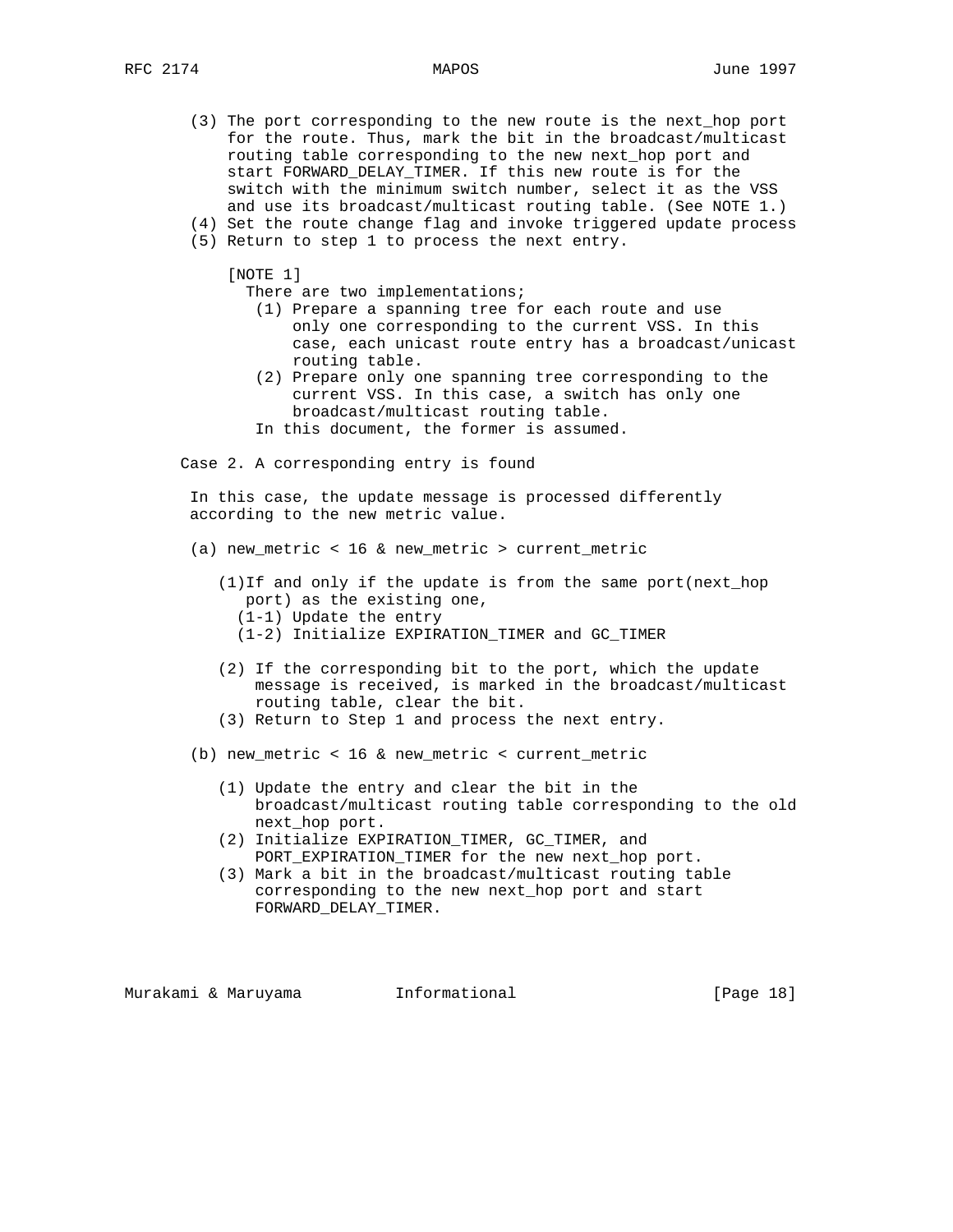(3) The port corresponding to the new route is the next_hop port for the route. Thus, mark the bit in the broadcast/multicast routing table corresponding to the new next_hop port and start FORWARD_DELAY_TIMER. If this new route is for the switch with the minimum switch number, select it as the VSS and use its broadcast/multicast routing table. (See NOTE 1.)

(4) Set the route change flag and invoke triggered update process

(5) Return to step 1 to process the next entry.

[NOTE 1]
There are two implementations;

(1) Prepare a spanning tree for each route and use only one corresponding to the current VSS. In this case, each unicast route entry has a broadcast/unicast routing table.

(2) Prepare only one spanning tree corresponding to the current VSS. In this case, a switch has only one broadcast/multicast routing table.

In this document, the former is assumed.

Case 2. A corresponding entry is found

In this case, the update message is processed differently according to the new metric value.

(a) new_metric < 16 & new_metric > current_metric

(1) If and only if the update is from the same port(next_hop port) as the existing one,
   (1-1) Update the entry
   (1-2) Initialize EXPIRATION_TIMER and GC_TIMER

(2) If the corresponding bit to the port, which the update message is received, is marked in the broadcast/multicast routing table, clear the bit.

(3) Return to Step 1 and process the next entry.

(b) new_metric < 16 & new_metric < current_metric

(1) Update the entry and clear the bit in the broadcast/multicast routing table corresponding to the old next_hop port.

(2) Initialize EXPIRATION_TIMER, GC_TIMER, and PORT_EXPIRATION_TIMER for the new next_hop port.

(3) Mark a bit in the broadcast/multicast routing table corresponding to the new next_hop port and start FORWARD_DELAY_TIMER.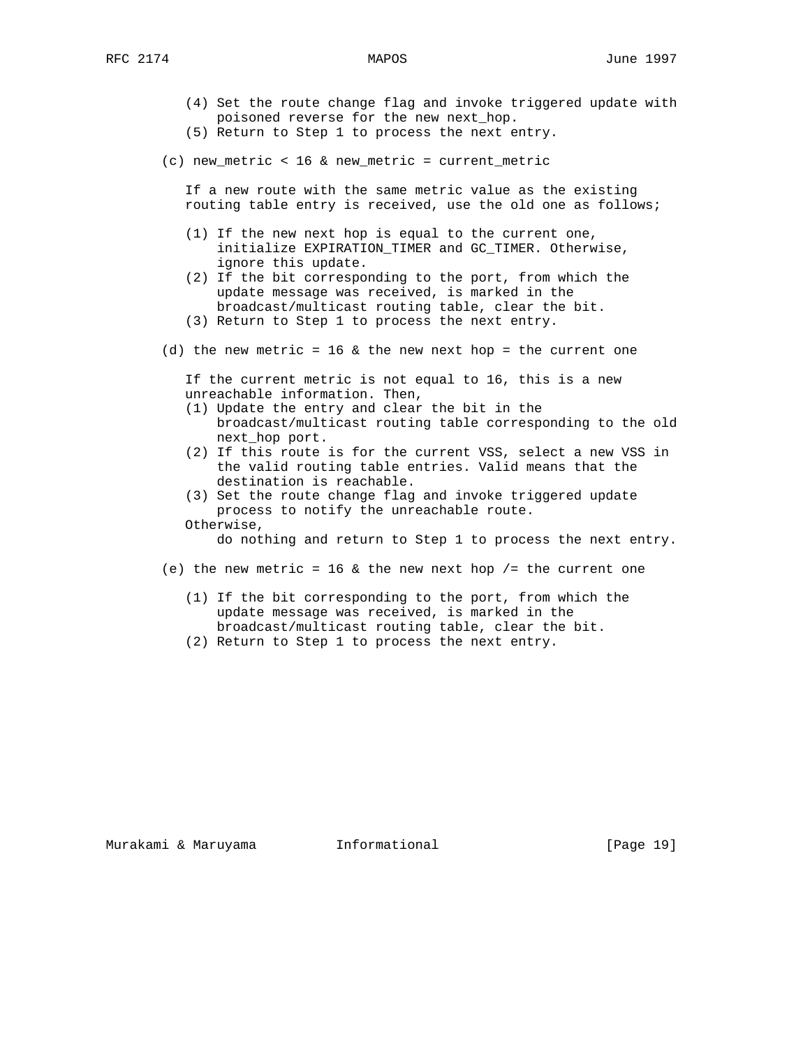(4) Set the route change flag and invoke triggered update with poisoned reverse for the new next_hop.
(5) Return to Step 1 to process the next entry.

(c) new_metric < 16 & new_metric = current_metric

If a new route with the same metric value as the existing routing table entry is received, use the old one as follows;

(1) If the new next hop is equal to the current one, initialize EXPIRATION_TIMER and GC_TIMER. Otherwise, ignore this update.
(2) If the bit corresponding to the port, from which the update message was received, is marked in the broadcast/multicast routing table, clear the bit.
(3) Return to Step 1 to process the next entry.

(d) the new metric = 16 & the new next hop = the current one

If the current metric is not equal to 16, this is a new unreachable information. Then,

(1) Update the entry and clear the bit in the broadcast/multicast routing table corresponding to the old next_hop port.
(2) If this route is for the current VSS, select a new VSS in the valid routing table entries. Valid means that the destination is reachable.
(3) Set the route change flag and invoke triggered update process to notify the unreachable route.

Otherwise,
do nothing and return to Step 1 to process the next entry.

(e) the new metric = 16 & the new next hop /= the current one

(1) If the bit corresponding to the port, from which the update message was received, is marked in the broadcast/multicast routing table, clear the bit.
(2) Return to Step 1 to process the next entry.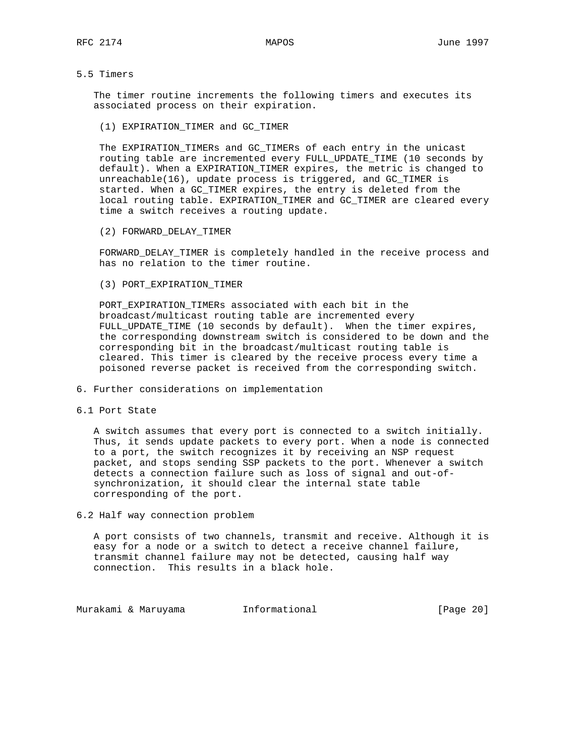### 5.5 Timers

The timer routine increments the following timers and executes its associated process on their expiration.

(1) EXPIRATION_TIMER and GC_TIMER

The EXPIRATION_TIMERs and GC_TIMERs of each entry in the unicast routing table are incremented every FULL_UPDATE_TIME (10 seconds by default). When a EXPIRATION_TIMER expires, the metric is changed to unreachable(16), update process is triggered, and GC_TIMER is started. When a GC_TIMER expires, the entry is deleted from the local routing table. EXPIRATION_TIMER and GC_TIMER are cleared every time a switch receives a routing update.

(2) FORWARD_DELAY_TIMER

FORWARD_DELAY_TIMER is completely handled in the receive process and has no relation to the timer routine.

(3) PORT_EXPIRATION_TIMER

PORT_EXPIRATION_TIMERs associated with each bit in the broadcast/multicast routing table are incremented every FULL_UPDATE_TIME (10 seconds by default). When the timer expires, the corresponding downstream switch is considered to be down and the corresponding bit in the broadcast/multicast routing table is cleared. This timer is cleared by the receive process every time a poisoned reverse packet is received from the corresponding switch.

## 6. Further considerations on implementation

### 6.1 Port State

A switch assumes that every port is connected to a switch initially. Thus, it sends update packets to every port. When a node is connected to a port, the switch recognizes it by receiving an NSP request packet, and stops sending SSP packets to the port. Whenever a switch detects a connection failure such as loss of signal and out-of-synchronization, it should clear the internal state table corresponding of the port.

### 6.2 Half way connection problem

A port consists of two channels, transmit and receive. Although it is easy for a node or a switch to detect a receive channel failure, transmit channel failure may not be detected, causing half way connection. This results in a black hole.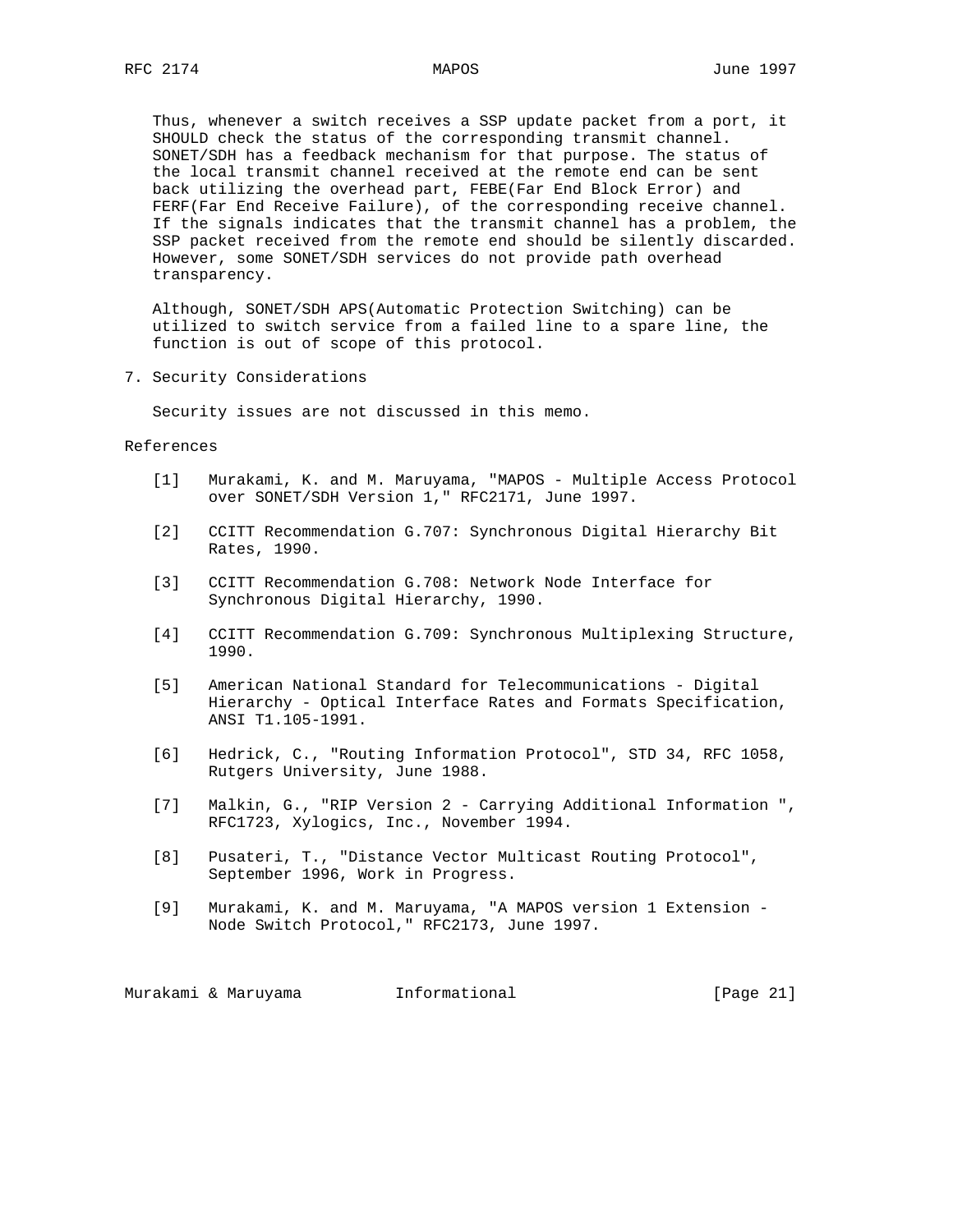Thus, whenever a switch receives a SSP update packet from a port, it SHOULD check the status of the corresponding transmit channel. SONET/SDH has a feedback mechanism for that purpose. The status of the local transmit channel received at the remote end can be sent back utilizing the overhead part, FEBE(Far End Block Error) and FERF(Far End Receive Failure), of the corresponding receive channel. If the signals indicates that the transmit channel has a problem, the SSP packet received from the remote end should be silently discarded. However, some SONET/SDH services do not provide path overhead transparency.

Although, SONET/SDH APS(Automatic Protection Switching) can be utilized to switch service from a failed line to a spare line, the function is out of scope of this protocol.

## 7. Security Considerations

Security issues are not discussed in this memo.

## References

[1] Murakami, K. and M. Maruyama, "MAPOS - Multiple Access Protocol over SONET/SDH Version 1," RFC2171, June 1997.

[2] CCITT Recommendation G.707: Synchronous Digital Hierarchy Bit Rates, 1990.

[3] CCITT Recommendation G.708: Network Node Interface for Synchronous Digital Hierarchy, 1990.

[4] CCITT Recommendation G.709: Synchronous Multiplexing Structure, 1990.

[5] American National Standard for Telecommunications - Digital Hierarchy - Optical Interface Rates and Formats Specification, ANSI T1.105-1991.

[6] Hedrick, C., "Routing Information Protocol", STD 34, RFC 1058, Rutgers University, June 1988.

[7] Malkin, G., "RIP Version 2 - Carrying Additional Information ", RFC1723, Xylogics, Inc., November 1994.

[8] Pusateri, T., "Distance Vector Multicast Routing Protocol", September 1996, Work in Progress.

[9] Murakami, K. and M. Maruyama, "A MAPOS version 1 Extension - Node Switch Protocol," RFC2173, June 1997.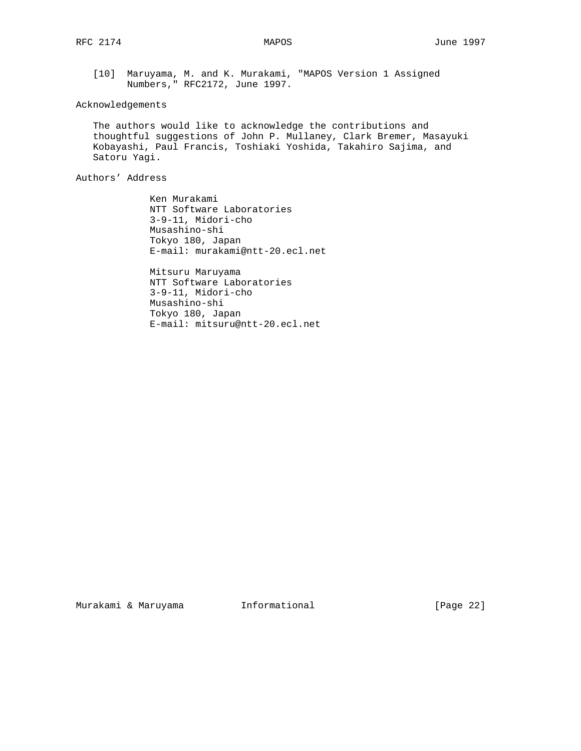[10] Maruyama, M. and K. Murakami, "MAPOS Version 1 Assigned Numbers," RFC2172, June 1997.

## Acknowledgements

The authors would like to acknowledge the contributions and thoughtful suggestions of John P. Mullaney, Clark Bremer, Masayuki Kobayashi, Paul Francis, Toshiaki Yoshida, Takahiro Sajima, and Satoru Yagi.

## Authors' Address

Ken Murakami
NTT Software Laboratories
3-9-11, Midori-cho
Musashino-shi
Tokyo 180, Japan
E-mail: murakami@ntt-20.ecl.net

Mitsuru Maruyama
NTT Software Laboratories
3-9-11, Midori-cho
Musashino-shi
Tokyo 180, Japan
E-mail: mitsuru@ntt-20.ecl.net